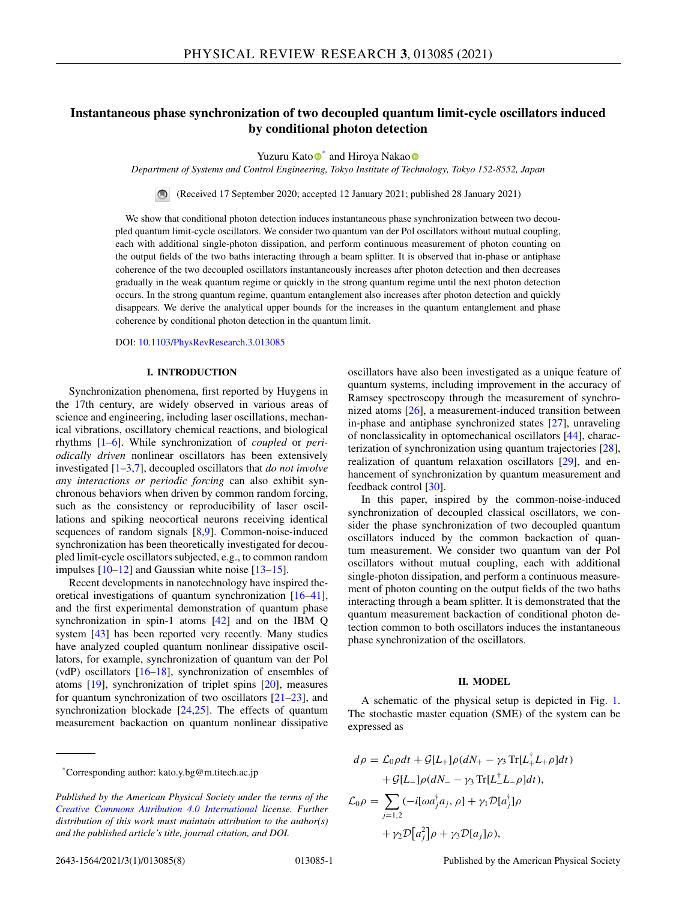# Instantaneous phase synchronization of two decoupled quantum limit-cycle oscillators induced by conditional photon detection

Yuzuru Kato[*] and Hiroya Nakao

*Department of Systems and Control Engineering, Tokyo Institute of Technology, Tokyo 152-8552, Japan*

(Received 17 September 2020; accepted 12 January 2021; published 28 January 2021)

We show that conditional photon detection induces instantaneous phase synchronization between two decoupled quantum limit-cycle oscillators. We consider two quantum van der Pol oscillators without mutual coupling, each with additional single-photon dissipation, and perform continuous measurement of photon counting on the output fields of the two baths interacting through a beam splitter. It is observed that in-phase or antiphase coherence of the two decoupled oscillators instantaneously increases after photon detection and then decreases gradually in the weak quantum regime or quickly in the strong quantum regime until the next photon detection occurs. In the strong quantum regime, quantum entanglement also increases after photon detection and quickly disappears. We derive the analytical upper bounds for the increases in the quantum entanglement and phase coherence by conditional photon detection in the quantum limit.

DOI: 10.1103/PhysRevResearch.3.013085

## I. INTRODUCTION

Synchronization phenomena, first reported by Huygens in the 17th century, are widely observed in various areas of science and engineering, including laser oscillations, mechanical vibrations, oscillatory chemical reactions, and biological rhythms [1–6]. While synchronization of *coupled* or *periodically driven* nonlinear oscillators has been extensively investigated [1–3,7], decoupled oscillators that *do not involve any interactions or periodic forcing* can also exhibit synchronous behaviors when driven by common random forcing, such as the consistency or reproducibility of laser oscillations and spiking neocortical neurons receiving identical sequences of random signals [8,9]. Common-noise-induced synchronization has been theoretically investigated for decoupled limit-cycle oscillators subjected, e.g., to common random impulses [10–12] and Gaussian white noise [13–15].

Recent developments in nanotechnology have inspired theoretical investigations of quantum synchronization [16–41], and the first experimental demonstration of quantum phase synchronization in spin-1 atoms [42] and on the IBM Q system [43] has been reported very recently. Many studies have analyzed coupled quantum nonlinear dissipative oscillators, for example, synchronization of quantum van der Pol (vdP) oscillators [16–18], synchronization of ensembles of atoms [19], synchronization of triplet spins [20], measures for quantum synchronization of two oscillators [21–23], and synchronization blockade [24,25]. The effects of quantum measurement backaction on quantum nonlinear dissipative oscillators have also been investigated as a unique feature of quantum systems, including improvement in the accuracy of Ramsey spectroscopy through the measurement of synchronized atoms [26], a measurement-induced transition between in-phase and antiphase synchronized states [27], unraveling of nonclassicality in optomechanical oscillators [44], characterization of synchronization using quantum trajectories [28], realization of quantum relaxation oscillators [29], and enhancement of synchronization by quantum measurement and feedback control [30].

In this paper, inspired by the common-noise-induced synchronization of decoupled classical oscillators, we consider the phase synchronization of two decoupled quantum oscillators induced by the common backaction of quantum measurement. We consider two quantum van der Pol oscillators without mutual coupling, each with additional single-photon dissipation, and perform a continuous measurement of photon counting on the output fields of the two baths interacting through a beam splitter. It is demonstrated that the quantum measurement backaction of conditional photon detection common to both oscillators induces the instantaneous phase synchronization of the oscillators.

## II. MODEL

A schematic of the physical setup is depicted in Fig. 1. The stochastic master equation (SME) of the system can be expressed as

$$
\begin{aligned}
d\rho &= \mathcal{L}_0\rho dt + \mathcal{G}[L_+]\rho(dN_+ - \gamma_3 \operatorname{Tr}[L_+^\dagger L_+\rho]dt) \\
&\quad + \mathcal{G}[L_-]\rho(dN_- - \gamma_3 \operatorname{Tr}[L_-^\dagger L_-\rho]dt), \\
\mathcal{L}_0\rho &= \sum_{j=1,2} (-i[\omega a_j^\dagger a_j, \rho] + \gamma_1 \mathcal{D}[a_j^\dagger]\rho \\
&\quad + \gamma_2 \mathcal{D}\big[a_j^2\big]\rho + \gamma_3 \mathcal{D}[a_j]\rho),
\end{aligned}
$$

[*]Corresponding author: kato.y.bg@m.titech.ac.jp

*Published by the American Physical Society under the terms of the Creative Commons Attribution 4.0 International license. Further distribution of this work must maintain attribution to the author(s) and the published article's title, journal citation, and DOI.*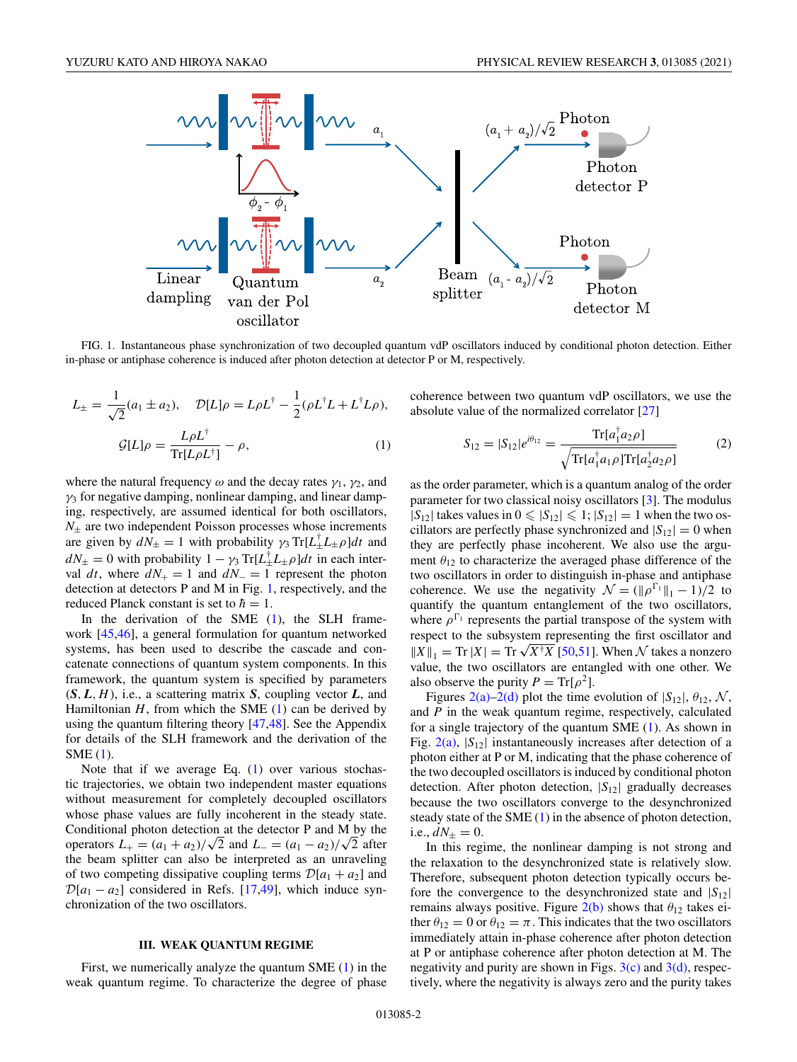FIG. 1. Instantaneous phase synchronization of two decoupled quantum vdP oscillators induced by conditional photon detection. Either in-phase or antiphase coherence is induced after photon detection at detector P or M, respectively.

$$L_{\pm} = \frac{1}{\sqrt{2}}(a_1 \pm a_2), \quad \mathcal{D}[L]\rho = L\rho L^{\dagger} - \frac{1}{2}(\rho L^{\dagger} L + L^{\dagger} L \rho),$$

$$\mathcal{G}[L]\rho = \frac{L\rho L^{\dagger}}{\mathrm{Tr}[L\rho L^{\dagger}]} - \rho, \tag{1}$$

where the natural frequency $\omega$ and the decay rates $\gamma_1$, $\gamma_2$, and $\gamma_3$ for negative damping, nonlinear damping, and linear damping, respectively, are assumed identical for both oscillators, $N_{\pm}$ are two independent Poisson processes whose increments are given by $dN_{\pm} = 1$ with probability $\gamma_3 \,\mathrm{Tr}[L_{\pm}^{\dagger} L_{\pm} \rho]dt$ and $dN_{\pm} = 0$ with probability $1 - \gamma_3 \,\mathrm{Tr}[L_{\pm}^{\dagger} L_{\pm} \rho]dt$ in each interval $dt$, where $dN_{+} = 1$ and $dN_{-} = 1$ represent the photon detection at detectors P and M in Fig. 1, respectively, and the reduced Planck constant is set to $\hbar = 1$.

In the derivation of the SME (1), the SLH framework [45,46], a general formulation for quantum networked systems, has been used to describe the cascade and concatenate connections of quantum system components. In this framework, the quantum system is specified by parameters $(\boldsymbol{S}, \boldsymbol{L}, H)$, i.e., a scattering matrix $\boldsymbol{S}$, coupling vector $\boldsymbol{L}$, and Hamiltonian $H$, from which the SME (1) can be derived by using the quantum filtering theory [47,48]. See the Appendix for details of the SLH framework and the derivation of the SME (1).

Note that if we average Eq. (1) over various stochastic trajectories, we obtain two independent master equations without measurement for completely decoupled oscillators whose phase values are fully incoherent in the steady state. Conditional photon detection at the detector P and M by the operators $L_{+} = (a_1 + a_2)/\sqrt{2}$ and $L_{-} = (a_1 - a_2)/\sqrt{2}$ after the beam splitter can also be interpreted as an unraveling of two competing dissipative coupling terms $\mathcal{D}[a_1 + a_2]$ and $\mathcal{D}[a_1 - a_2]$ considered in Refs. [17,49], which induce synchronization of the two oscillators.

### III. WEAK QUANTUM REGIME

First, we numerically analyze the quantum SME (1) in the weak quantum regime. To characterize the degree of phase coherence between two quantum vdP oscillators, we use the absolute value of the normalized correlator [27]

$$S_{12} = |S_{12}|e^{i\theta_{12}} = \frac{\mathrm{Tr}[a_1^{\dagger} a_2 \rho]}{\sqrt{\mathrm{Tr}[a_1^{\dagger} a_1 \rho]\mathrm{Tr}[a_2^{\dagger} a_2 \rho]}} \tag{2}$$

as the order parameter, which is a quantum analog of the order parameter for two classical noisy oscillators [3]. The modulus $|S_{12}|$ takes values in $0 \leqslant |S_{12}| \leqslant 1$; $|S_{12}| = 1$ when the two oscillators are perfectly phase synchronized and $|S_{12}| = 0$ when they are perfectly phase incoherent. We also use the argument $\theta_{12}$ to characterize the averaged phase difference of the two oscillators in order to distinguish in-phase and antiphase coherence. We use the negativity $\mathcal{N} = (\|\rho^{\Gamma_1}\|_1 - 1)/2$ to quantify the quantum entanglement of the two oscillators, where $\rho^{\Gamma_1}$ represents the partial transpose of the system with respect to the subsystem representing the first oscillator and $\|X\|_1 = \mathrm{Tr}\,|X| = \mathrm{Tr}\,\sqrt{X^{\dagger}X}$ [50,51]. When $\mathcal{N}$ takes a nonzero value, the two oscillators are entangled with one other. We also observe the purity $P = \mathrm{Tr}[\rho^2]$.

Figures 2(a)–2(d) plot the time evolution of $|S_{12}|$, $\theta_{12}$, $\mathcal{N}$, and $P$ in the weak quantum regime, respectively, calculated for a single trajectory of the quantum SME (1). As shown in Fig. 2(a), $|S_{12}|$ instantaneously increases after detection of a photon either at P or M, indicating that the phase coherence of the two decoupled oscillators is induced by conditional photon detection. After photon detection, $|S_{12}|$ gradually decreases because the two oscillators converge to the desynchronized steady state of the SME (1) in the absence of photon detection, i.e., $dN_{\pm} = 0$.

In this regime, the nonlinear damping is not strong and the relaxation to the desynchronized state is relatively slow. Therefore, subsequent photon detection typically occurs before the convergence to the desynchronized state and $|S_{12}|$ remains always positive. Figure 2(b) shows that $\theta_{12}$ takes either $\theta_{12} = 0$ or $\theta_{12} = \pi$. This indicates that the two oscillators immediately attain in-phase coherence after photon detection at P or antiphase coherence after photon detection at M. The negativity and purity are shown in Figs. 3(c) and 3(d), respectively, where the negativity is always zero and the purity takes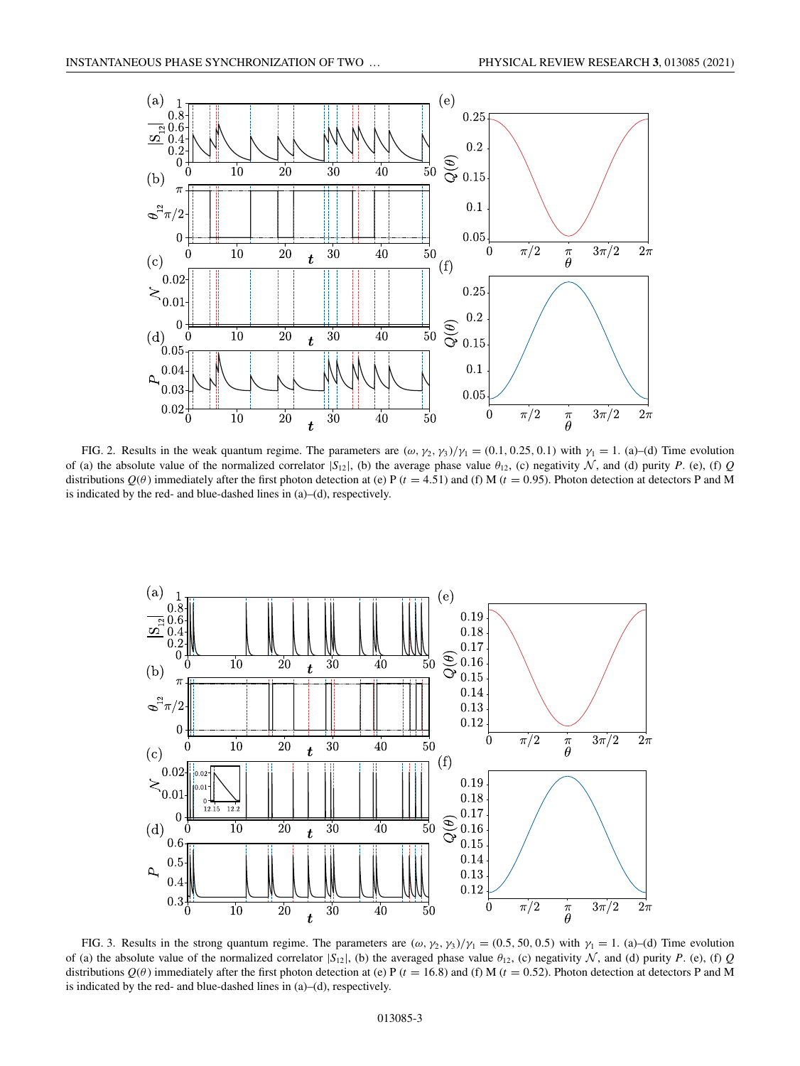FIG. 2. Results in the weak quantum regime. The parameters are $(\omega, \gamma_2, \gamma_3)/\gamma_1 = (0.1, 0.25, 0.1)$ with $\gamma_1 = 1$. (a)–(d) Time evolution of (a) the absolute value of the normalized correlator $|S_{12}|$, (b) the average phase value $\theta_{12}$, (c) negativity $\mathcal{N}$, and (d) purity $P$. (e), (f) $Q$ distributions $Q(\theta)$ immediately after the first photon detection at (e) P ($t = 4.51$) and (f) M ($t = 0.95$). Photon detection at detectors P and M is indicated by the red- and blue-dashed lines in (a)–(d), respectively.

FIG. 3. Results in the strong quantum regime. The parameters are $(\omega, \gamma_2, \gamma_3)/\gamma_1 = (0.5, 50, 0.5)$ with $\gamma_1 = 1$. (a)–(d) Time evolution of (a) the absolute value of the normalized correlator $|S_{12}|$, (b) the averaged phase value $\theta_{12}$, (c) negativity $\mathcal{N}$, and (d) purity $P$. (e), (f) $Q$ distributions $Q(\theta)$ immediately after the first photon detection at (e) P ($t = 16.8$) and (f) M ($t = 0.52$). Photon detection at detectors P and M is indicated by the red- and blue-dashed lines in (a)–(d), respectively.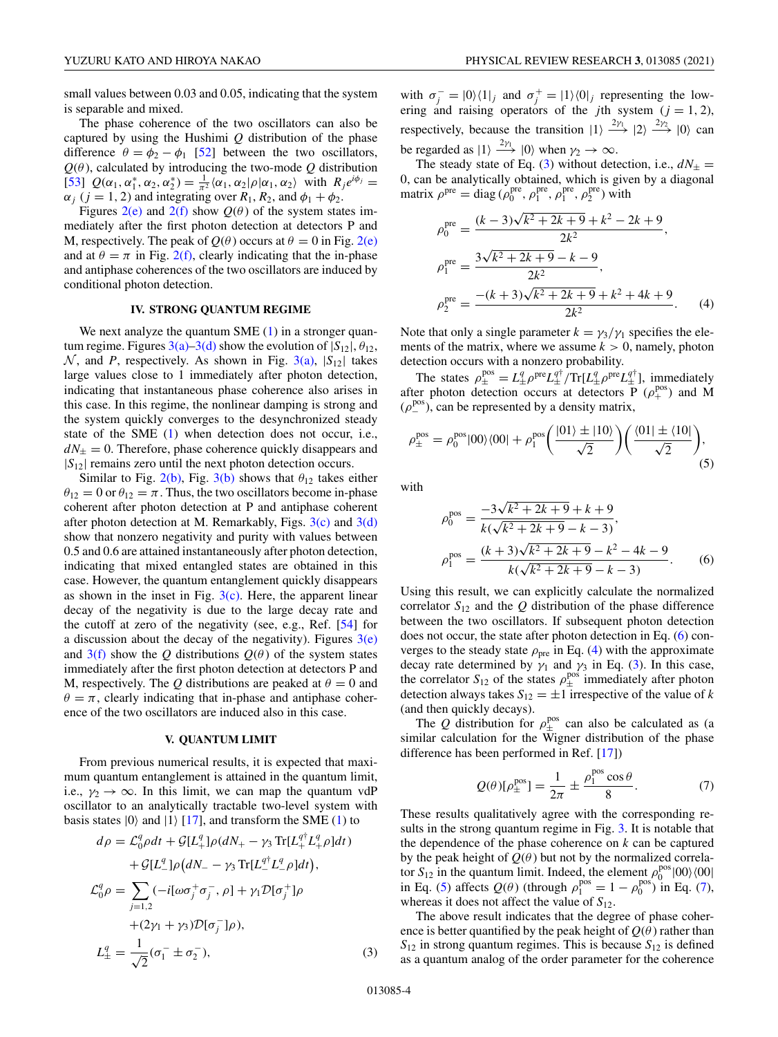small values between 0.03 and 0.05, indicating that the system is separable and mixed.

The phase coherence of the two oscillators can also be captured by using the Hushimi $Q$ distribution of the phase difference $\theta = \phi_2 - \phi_1$ [52] between the two oscillators, $Q(\theta)$, calculated by introducing the two-mode $Q$ distribution [53] $Q(\alpha_1, \alpha_1^*, \alpha_2, \alpha_2^*) = \frac{1}{\pi^2}\langle \alpha_1, \alpha_2|\rho|\alpha_1, \alpha_2\rangle$ with $R_j e^{i\phi_j} = \alpha_j$ ($j = 1, 2$) and integrating over $R_1$, $R_2$, and $\phi_1 + \phi_2$.

Figures 2(e) and 2(f) show $Q(\theta)$ of the system states immediately after the first photon detection at detectors P and M, respectively. The peak of $Q(\theta)$ occurs at $\theta = 0$ in Fig. 2(e) and at $\theta = \pi$ in Fig. 2(f), clearly indicating that the in-phase and antiphase coherences of the two oscillators are induced by conditional photon detection.

## IV. STRONG QUANTUM REGIME

We next analyze the quantum SME (1) in a stronger quantum regime. Figures 3(a)–3(d) show the evolution of $|S_{12}|$, $\theta_{12}$, $\mathcal{N}$, and $P$, respectively. As shown in Fig. 3(a), $|S_{12}|$ takes large values close to 1 immediately after photon detection, indicating that instantaneous phase coherence also arises in this case. In this regime, the nonlinear damping is strong and the system quickly converges to the desynchronized steady state of the SME (1) when detection does not occur, i.e., $dN_\pm = 0$. Therefore, phase coherence quickly disappears and $|S_{12}|$ remains zero until the next photon detection occurs.

Similar to Fig. 2(b), Fig. 3(b) shows that $\theta_{12}$ takes either $\theta_{12} = 0$ or $\theta_{12} = \pi$. Thus, the two oscillators become in-phase coherent after photon detection at P and antiphase coherent after photon detection at M. Remarkably, Figs. 3(c) and 3(d) show that nonzero negativity and purity with values between 0.5 and 0.6 are attained instantaneously after photon detection, indicating that mixed entangled states are obtained in this case. However, the quantum entanglement quickly disappears as shown in the inset in Fig. 3(c). Here, the apparent linear decay of the negativity is due to the large decay rate and the cutoff at zero of the negativity (see, e.g., Ref. [54] for a discussion about the decay of the negativity). Figures 3(e) and 3(f) show the $Q$ distributions $Q(\theta)$ of the system states immediately after the first photon detection at detectors P and M, respectively. The $Q$ distributions are peaked at $\theta = 0$ and $\theta = \pi$, clearly indicating that in-phase and antiphase coherence of the two oscillators are induced also in this case.

## V. QUANTUM LIMIT

From previous numerical results, it is expected that maximum quantum entanglement is attained in the quantum limit, i.e., $\gamma_2 \to \infty$. In this limit, we can map the quantum vdP oscillator to an analytically tractable two-level system with basis states $|0\rangle$ and $|1\rangle$ [17], and transform the SME (1) to

$$
\begin{aligned}
d\rho &= \mathcal{L}_0^q \rho dt + \mathcal{G}[L_+^q]\rho\left(dN_+ - \gamma_3 \operatorname{Tr}[L_+^{q\dagger} L_+^q \rho] dt\right) \\
&\quad + \mathcal{G}[L_-^q]\rho\left(dN_- - \gamma_3 \operatorname{Tr}[L_-^{q\dagger} L_-^q \rho] dt\right), \\
\mathcal{L}_0^q \rho &= \sum_{j=1,2} (-i[\omega \sigma_j^+ \sigma_j^-, \rho] + \gamma_1 \mathcal{D}[\sigma_j^+]\rho \\
&\quad + (2\gamma_1 + \gamma_3)\mathcal{D}[\sigma_j^-]\rho), \\
L_\pm^q &= \frac{1}{\sqrt{2}}(\sigma_1^- \pm \sigma_2^-),
\end{aligned} \tag{3}
$$

with $\sigma_j^- = |0\rangle\langle 1|_j$ and $\sigma_j^+ = |1\rangle\langle 0|_j$ representing the lowering and raising operators of the $j$th system ($j = 1, 2$), respectively, because the transition $|1\rangle \xrightarrow{2\gamma_1} |2\rangle \xrightarrow{2\gamma_2} |0\rangle$ can be regarded as $|1\rangle \xrightarrow{2\gamma_1} |0\rangle$ when $\gamma_2 \to \infty$.

The steady state of Eq. (3) without detection, i.e., $dN_\pm = 0$, can be analytically obtained, which is given by a diagonal matrix $\rho^{\mathrm{pre}} = \operatorname{diag}(\rho_0^{\mathrm{pre}}, \rho_1^{\mathrm{pre}}, \rho_1^{\mathrm{pre}}, \rho_2^{\mathrm{pre}})$ with

$$
\begin{aligned}
\rho_0^{\mathrm{pre}} &= \frac{(k-3)\sqrt{k^2+2k+9} + k^2 - 2k + 9}{2k^2}, \\
\rho_1^{\mathrm{pre}} &= \frac{3\sqrt{k^2+2k+9} - k - 9}{2k^2}, \\
\rho_2^{\mathrm{pre}} &= \frac{-(k+3)\sqrt{k^2+2k+9} + k^2 + 4k + 9}{2k^2}.
\end{aligned} \tag{4}
$$

Note that only a single parameter $k = \gamma_3/\gamma_1$ specifies the elements of the matrix, where we assume $k > 0$, namely, photon detection occurs with a nonzero probability.

The states $\rho_\pm^{\mathrm{pos}} = L_\pm^q \rho^{\mathrm{pre}} L_\pm^{q\dagger} / \operatorname{Tr}[L_\pm^q \rho^{\mathrm{pre}} L_\pm^{q\dagger}]$, immediately after photon detection occurs at detectors P ($\rho_+^{\mathrm{pos}}$) and M ($\rho_-^{\mathrm{pos}}$), can be represented by a density matrix,

$$
\rho_\pm^{\mathrm{pos}} = \rho_0^{\mathrm{pos}}|00\rangle\langle 00| + \rho_1^{\mathrm{pos}}\left(\frac{|01\rangle \pm |10\rangle}{\sqrt{2}}\right)\left(\frac{\langle 01| \pm \langle 10|}{\sqrt{2}}\right), \tag{5}
$$

with

$$
\begin{aligned}
\rho_0^{\mathrm{pos}} &= \frac{-3\sqrt{k^2+2k+9} + k + 9}{k(\sqrt{k^2+2k+9} - k - 3)}, \\
\rho_1^{\mathrm{pos}} &= \frac{(k+3)\sqrt{k^2+2k+9} - k^2 - 4k - 9}{k(\sqrt{k^2+2k+9} - k - 3)}.
\end{aligned} \tag{6}
$$

Using this result, we can explicitly calculate the normalized correlator $S_{12}$ and the $Q$ distribution of the phase difference between the two oscillators. If subsequent photon detection does not occur, the state after photon detection in Eq. (6) converges to the steady state $\rho_{\mathrm{pre}}$ in Eq. (4) with the approximate decay rate determined by $\gamma_1$ and $\gamma_3$ in Eq. (3). In this case, the correlator $S_{12}$ of the states $\rho_\pm^{\mathrm{pos}}$ immediately after photon detection always takes $S_{12} = \pm 1$ irrespective of the value of $k$ (and then quickly decays).

The $Q$ distribution for $\rho_\pm^{\mathrm{pos}}$ can also be calculated as (a similar calculation for the Wigner distribution of the phase difference has been performed in Ref. [17])

$$
Q(\theta)[\rho_\pm^{\mathrm{pos}}] = \frac{1}{2\pi} \pm \frac{\rho_1^{\mathrm{pos}} \cos\theta}{8}. \tag{7}
$$

These results qualitatively agree with the corresponding results in the strong quantum regime in Fig. 3. It is notable that the dependence of the phase coherence on $k$ can be captured by the peak height of $Q(\theta)$ but not by the normalized correlator $S_{12}$ in the quantum limit. Indeed, the element $\rho_0^{\mathrm{pos}}|00\rangle\langle 00|$ in Eq. (5) affects $Q(\theta)$ (through $\rho_1^{\mathrm{pos}} = 1 - \rho_0^{\mathrm{pos}}$) in Eq. (7), whereas it does not affect the value of $S_{12}$.

The above result indicates that the degree of phase coherence is better quantified by the peak height of $Q(\theta)$ rather than $S_{12}$ in strong quantum regimes. This is because $S_{12}$ is defined as a quantum analog of the order parameter for the coherence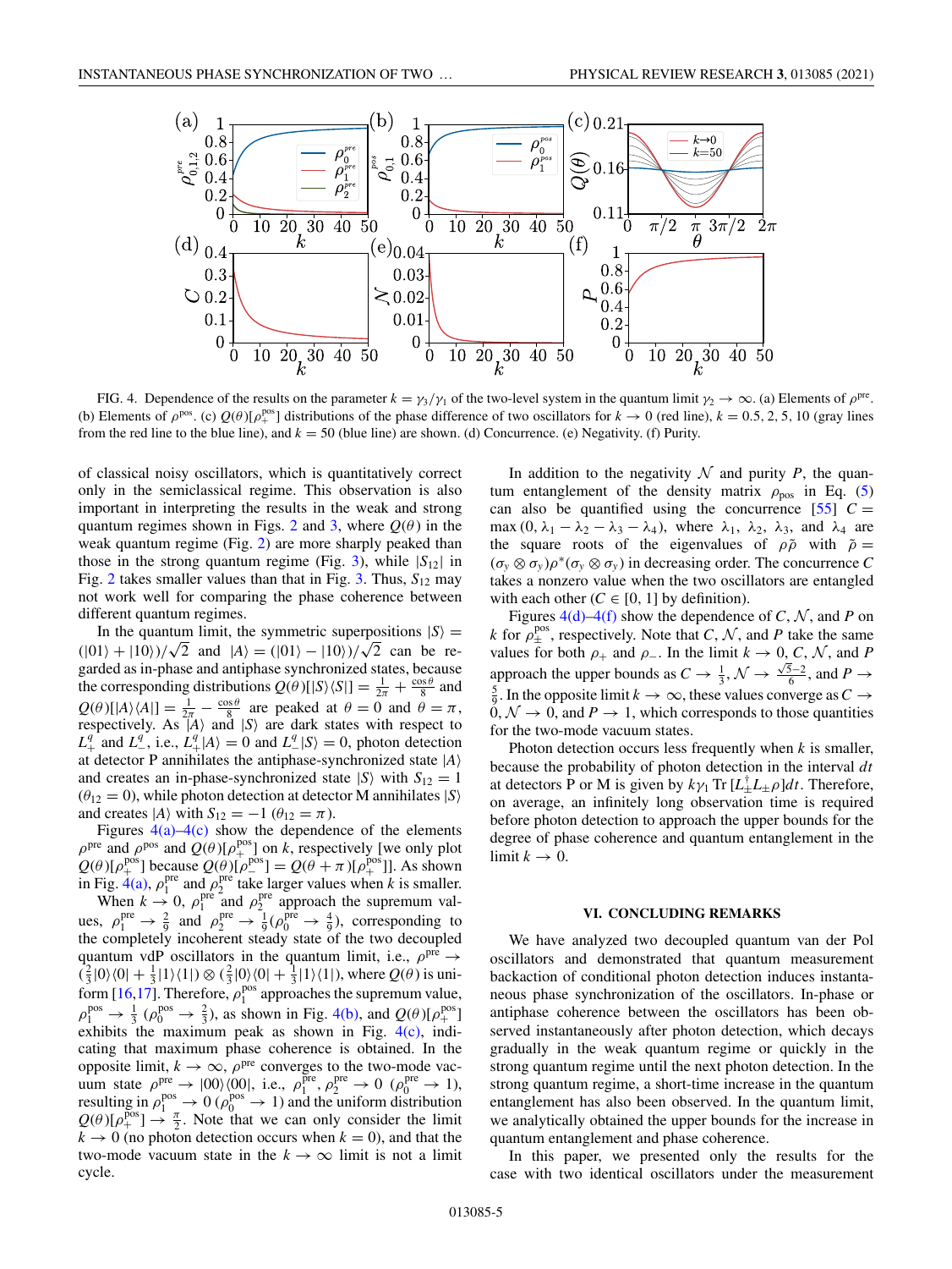FIG. 4. Dependence of the results on the parameter $k = \gamma_3/\gamma_1$ of the two-level system in the quantum limit $\gamma_2 \to \infty$. (a) Elements of $\rho^{\text{pre}}$. (b) Elements of $\rho^{\text{pos}}$. (c) $Q(\theta)[\rho_+^{\text{pos}}]$ distributions of the phase difference of two oscillators for $k \to 0$ (red line), $k = 0.5, 2, 5, 10$ (gray lines from the red line to the blue line), and $k = 50$ (blue line) are shown. (d) Concurrence. (e) Negativity. (f) Purity.

of classical noisy oscillators, which is quantitatively correct only in the semiclassical regime. This observation is also important in interpreting the results in the weak and strong quantum regimes shown in Figs. 2 and 3, where $Q(\theta)$ in the weak quantum regime (Fig. 2) are more sharply peaked than those in the strong quantum regime (Fig. 3), while $|S_{12}|$ in Fig. 2 takes smaller values than that in Fig. 3. Thus, $S_{12}$ may not work well for comparing the phase coherence between different quantum regimes.

In the quantum limit, the symmetric superpositions $|S\rangle = (|01\rangle + |10\rangle)/\sqrt{2}$ and $|A\rangle = (|01\rangle - |10\rangle)/\sqrt{2}$ can be regarded as in-phase and antiphase synchronized states, because the corresponding distributions $Q(\theta)[|S\rangle\langle S|] = \frac{1}{2\pi} + \frac{\cos\theta}{8}$ and $Q(\theta)[|A\rangle\langle A|] = \frac{1}{2\pi} - \frac{\cos\theta}{8}$ are peaked at $\theta = 0$ and $\theta = \pi$, respectively. As $|A\rangle$ and $|S\rangle$ are dark states with respect to $L_+^q$ and $L_-^q$, i.e., $L_+^q|A\rangle = 0$ and $L_-^q|S\rangle = 0$, photon detection at detector P annihilates the antiphase-synchronized state $|A\rangle$ and creates an in-phase-synchronized state $|S\rangle$ with $S_{12} = 1$ ($\theta_{12} = 0$), while photon detection at detector M annihilates $|S\rangle$ and creates $|A\rangle$ with $S_{12} = -1$ ($\theta_{12} = \pi$).

Figures 4(a)–4(c) show the dependence of the elements $\rho^{\text{pre}}$ and $\rho^{\text{pos}}$ and $Q(\theta)[\rho_+^{\text{pos}}]$ on $k$, respectively [we only plot $Q(\theta)[\rho_+^{\text{pos}}]$ because $Q(\theta)[\rho_-^{\text{pos}}] = Q(\theta + \pi)[\rho_+^{\text{pos}}]$]. As shown in Fig. 4(a), $\rho_1^{\text{pre}}$ and $\rho_2^{\text{pre}}$ take larger values when $k$ is smaller.

When $k \to 0$, $\rho_1^{\text{pre}}$ and $\rho_2^{\text{pre}}$ approach the supremum values, $\rho_1^{\text{pre}} \to \frac{2}{9}$ and $\rho_2^{\text{pre}} \to \frac{1}{9}$ ($\rho_0^{\text{pre}} \to \frac{4}{9}$), corresponding to the completely incoherent steady state of the two decoupled quantum vdP oscillators in the quantum limit, i.e., $\rho^{\text{pre}} \to (\frac{2}{3}|0\rangle\langle 0| + \frac{1}{3}|1\rangle\langle 1|) \otimes (\frac{2}{3}|0\rangle\langle 0| + \frac{1}{3}|1\rangle\langle 1|)$, where $Q(\theta)$ is uniform [16,17]. Therefore, $\rho_1^{\text{pos}}$ approaches the supremum value, $\rho_1^{\text{pos}} \to \frac{1}{3}$ ($\rho_0^{\text{pos}} \to \frac{2}{3}$), as shown in Fig. 4(b), and $Q(\theta)[\rho_+^{\text{pos}}]$ exhibits the maximum peak as shown in Fig. 4(c), indicating that maximum phase coherence is obtained. In the opposite limit, $k \to \infty$, $\rho^{\text{pre}}$ converges to the two-mode vacuum state $\rho^{\text{pre}} \to |00\rangle\langle 00|$, i.e., $\rho_1^{\text{pre}}, \rho_2^{\text{pre}} \to 0$ ($\rho_0^{\text{pre}} \to 1$), resulting in $\rho_1^{\text{pos}} \to 0$ ($\rho_0^{\text{pos}} \to 1$) and the uniform distribution $Q(\theta)[\rho_+^{\text{pos}}] \to \frac{\pi}{2}$. Note that we can only consider the limit $k \to 0$ (no photon detection occurs when $k = 0$), and that the two-mode vacuum state in the $k \to \infty$ limit is not a limit cycle.

In addition to the negativity $\mathcal{N}$ and purity $P$, the quantum entanglement of the density matrix $\rho_{\text{pos}}$ in Eq. (5) can also be quantified using the concurrence [55] $C = \max(0, \lambda_1 - \lambda_2 - \lambda_3 - \lambda_4)$, where $\lambda_1$, $\lambda_2$, $\lambda_3$, and $\lambda_4$ are the square roots of the eigenvalues of $\rho\tilde{\rho}$ with $\tilde{\rho} = (\sigma_y \otimes \sigma_y)\rho^*(\sigma_y \otimes \sigma_y)$ in decreasing order. The concurrence $C$ takes a nonzero value when the two oscillators are entangled with each other ($C \in [0, 1]$ by definition).

Figures 4(d)–4(f) show the dependence of $C$, $\mathcal{N}$, and $P$ on $k$ for $\rho_\pm^{\text{pos}}$, respectively. Note that $C$, $\mathcal{N}$, and $P$ take the same values for both $\rho_+$ and $\rho_-$. In the limit $k \to 0$, $C$, $\mathcal{N}$, and $P$ approach the upper bounds as $C \to \frac{1}{3}$, $\mathcal{N} \to \frac{\sqrt{5}-2}{6}$, and $P \to \frac{5}{9}$. In the opposite limit $k \to \infty$, these values converge as $C \to 0$, $\mathcal{N} \to 0$, and $P \to 1$, which corresponds to those quantities for the two-mode vacuum states.

Photon detection occurs less frequently when $k$ is smaller, because the probability of photon detection in the interval $dt$ at detectors P or M is given by $k\gamma_1 \operatorname{Tr}[L_\pm^\dagger L_\pm \rho]dt$. Therefore, on average, an infinitely long observation time is required before photon detection to approach the upper bounds for the degree of phase coherence and quantum entanglement in the limit $k \to 0$.

## VI. CONCLUDING REMARKS

We have analyzed two decoupled quantum van der Pol oscillators and demonstrated that quantum measurement backaction of conditional photon detection induces instantaneous phase synchronization of the oscillators. In-phase or antiphase coherence between the oscillators has been observed instantaneously after photon detection, which decays gradually in the weak quantum regime or quickly in the strong quantum regime until the next photon detection. In the strong quantum regime, a short-time increase in the quantum entanglement has also been observed. In the quantum limit, we analytically obtained the upper bounds for the increase in quantum entanglement and phase coherence.

In this paper, we presented only the results for the case with two identical oscillators under the measurement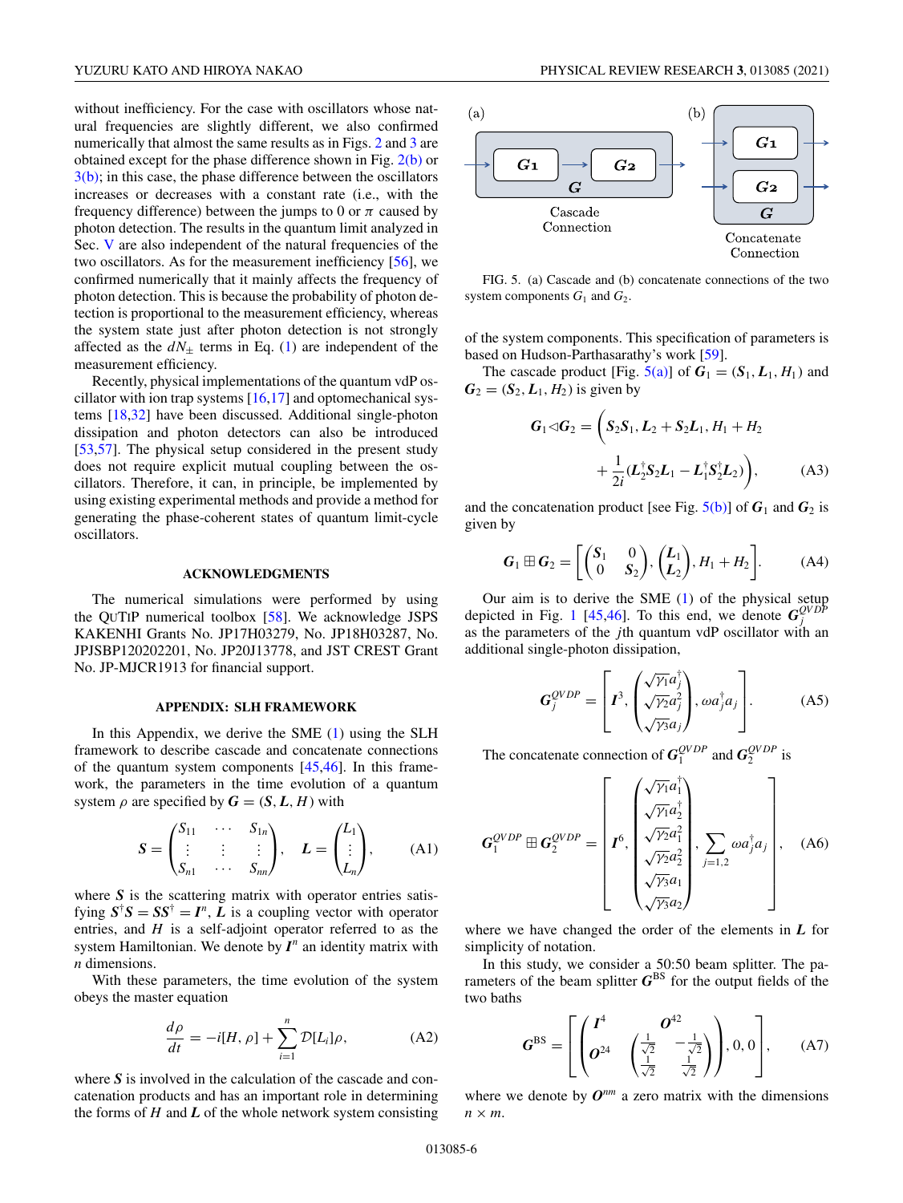without inefficiency. For the case with oscillators whose natural frequencies are slightly different, we also confirmed numerically that almost the same results as in Figs. 2 and 3 are obtained except for the phase difference shown in Fig. 2(b) or 3(b); in this case, the phase difference between the oscillators increases or decreases with a constant rate (i.e., with the frequency difference) between the jumps to 0 or $\pi$ caused by photon detection. The results in the quantum limit analyzed in Sec. V are also independent of the natural frequencies of the two oscillators. As for the measurement inefficiency [56], we confirmed numerically that it mainly affects the frequency of photon detection. This is because the probability of photon detection is proportional to the measurement efficiency, whereas the system state just after photon detection is not strongly affected as the $dN_{\pm}$ terms in Eq. (1) are independent of the measurement efficiency.

Recently, physical implementations of the quantum vdP oscillator with ion trap systems [16,17] and optomechanical systems [18,32] have been discussed. Additional single-photon dissipation and photon detectors can also be introduced [53,57]. The physical setup considered in the present study does not require explicit mutual coupling between the oscillators. Therefore, it can, in principle, be implemented by using existing experimental methods and provide a method for generating the phase-coherent states of quantum limit-cycle oscillators.

## ACKNOWLEDGMENTS

The numerical simulations were performed by using the QuTiP numerical toolbox [58]. We acknowledge JSPS KAKENHI Grants No. JP17H03279, No. JP18H03287, No. JPJSBP120202201, No. JP20J13778, and JST CREST Grant No. JP-MJCR1913 for financial support.

## APPENDIX: SLH FRAMEWORK

In this Appendix, we derive the SME (1) using the SLH framework to describe cascade and concatenate connections of the quantum system components [45,46]. In this framework, the parameters in the time evolution of a quantum system $\rho$ are specified by $\boldsymbol{G} = (\boldsymbol{S}, \boldsymbol{L}, H)$ with

$$\boldsymbol{S} = \begin{pmatrix} S_{11} & \cdots & S_{1n} \\ \vdots & \vdots & \vdots \\ S_{n1} & \cdots & S_{nn} \end{pmatrix}, \quad \boldsymbol{L} = \begin{pmatrix} L_1 \\ \vdots \\ L_n \end{pmatrix}, \tag{A1}$$

where $\boldsymbol{S}$ is the scattering matrix with operator entries satisfying $\boldsymbol{S}^{\dagger}\boldsymbol{S} = \boldsymbol{S}\boldsymbol{S}^{\dagger} = \boldsymbol{I}^n$, $\boldsymbol{L}$ is a coupling vector with operator entries, and $H$ is a self-adjoint operator referred to as the system Hamiltonian. We denote by $\boldsymbol{I}^n$ an identity matrix with $n$ dimensions.

With these parameters, the time evolution of the system obeys the master equation

$$\frac{d\rho}{dt} = -i[H, \rho] + \sum_{i=1}^{n} \mathcal{D}[L_i]\rho, \tag{A2}$$

where $\boldsymbol{S}$ is involved in the calculation of the cascade and concatenation products and has an important role in determining the forms of $H$ and $\boldsymbol{L}$ of the whole network system consisting of the system components. This specification of parameters is based on Hudson-Parthasarathy's work [59].

FIG. 5. (a) Cascade and (b) concatenate connections of the two system components $G_1$ and $G_2$.

The cascade product [Fig. 5(a)] of $\boldsymbol{G}_1 = (\boldsymbol{S}_1, \boldsymbol{L}_1, H_1)$ and $\boldsymbol{G}_2 = (\boldsymbol{S}_2, \boldsymbol{L}_1, H_2)$ is given by

$$\boldsymbol{G}_1 \triangleleft \boldsymbol{G}_2 = \bigg( \boldsymbol{S}_2\boldsymbol{S}_1, \boldsymbol{L}_2 + \boldsymbol{S}_2\boldsymbol{L}_1, H_1 + H_2 + \frac{1}{2i}(\boldsymbol{L}_2^{\dagger}\boldsymbol{S}_2\boldsymbol{L}_1 - \boldsymbol{L}_1^{\dagger}\boldsymbol{S}_2^{\dagger}\boldsymbol{L}_2) \bigg), \tag{A3}$$

and the concatenation product [see Fig. 5(b)] of $\boldsymbol{G}_1$ and $\boldsymbol{G}_2$ is given by

$$\boldsymbol{G}_1 \boxplus \boldsymbol{G}_2 = \left[ \begin{pmatrix} \boldsymbol{S}_1 & 0 \\ 0 & \boldsymbol{S}_2 \end{pmatrix}, \begin{pmatrix} \boldsymbol{L}_1 \\ \boldsymbol{L}_2 \end{pmatrix}, H_1 + H_2 \right]. \tag{A4}$$

Our aim is to derive the SME (1) of the physical setup depicted in Fig. 1 [45,46]. To this end, we denote $\boldsymbol{G}_j^{QVDP}$ as the parameters of the $j$th quantum vdP oscillator with an additional single-photon dissipation,

$$\boldsymbol{G}_j^{QVDP} = \left[ \boldsymbol{I}^3, \begin{pmatrix} \sqrt{\gamma_1} a_j^{\dagger} \\ \sqrt{\gamma_2} a_j^2 \\ \sqrt{\gamma_3} a_j \end{pmatrix}, \omega a_j^{\dagger} a_j \right]. \tag{A5}$$

The concatenate connection of $\boldsymbol{G}_1^{QVDP}$ and $\boldsymbol{G}_2^{QVDP}$ is

$$\boldsymbol{G}_1^{QVDP} \boxplus \boldsymbol{G}_2^{QVDP} = \left[ \boldsymbol{I}^6, \begin{pmatrix} \sqrt{\gamma_1} a_1^{\dagger} \\ \sqrt{\gamma_1} a_2^{\dagger} \\ \sqrt{\gamma_2} a_1^2 \\ \sqrt{\gamma_2} a_2^2 \\ \sqrt{\gamma_3} a_1 \\ \sqrt{\gamma_3} a_2 \end{pmatrix}, \sum_{j=1,2} \omega a_j^{\dagger} a_j \right], \tag{A6}$$

where we have changed the order of the elements in $\boldsymbol{L}$ for simplicity of notation.

In this study, we consider a 50:50 beam splitter. The parameters of the beam splitter $\boldsymbol{G}^{\mathrm{BS}}$ for the output fields of the two baths

$$\boldsymbol{G}^{\mathrm{BS}} = \left[ \begin{pmatrix} \boldsymbol{I}^4 & \boldsymbol{O}^{42} \\ \boldsymbol{O}^{24} & \begin{pmatrix} \frac{1}{\sqrt{2}} & -\frac{1}{\sqrt{2}} \\ \frac{1}{\sqrt{2}} & \frac{1}{\sqrt{2}} \end{pmatrix} \end{pmatrix}, 0, 0 \right], \tag{A7}$$

where we denote by $\boldsymbol{O}^{nm}$ a zero matrix with the dimensions $n \times m$.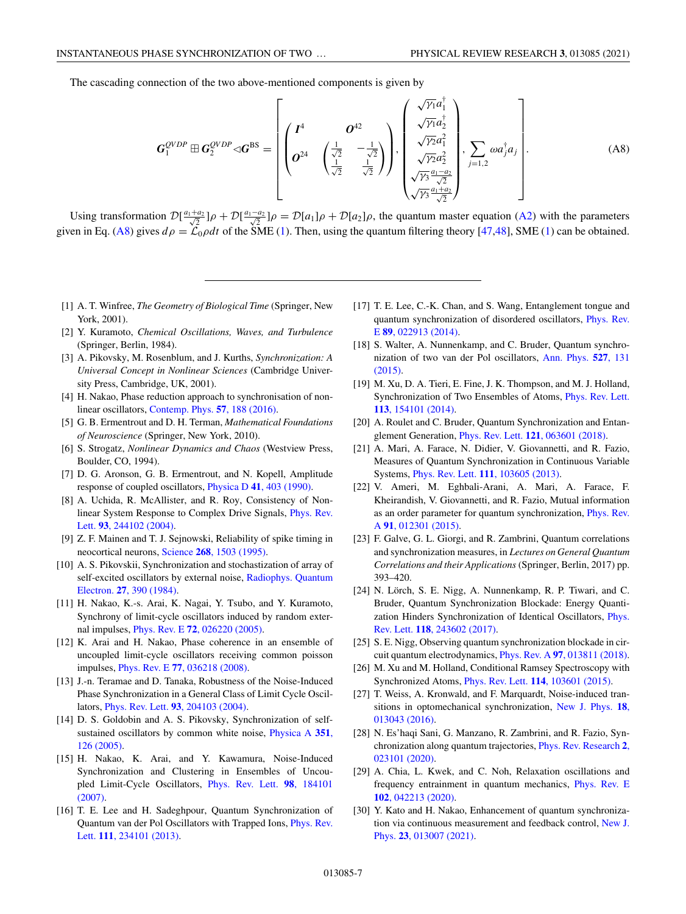The cascading connection of the two above-mentioned components is given by

$$
G_1^{QVDP} \boxplus G_2^{QVDP} \lhd G^{\mathrm{BS}} = \left[ \begin{pmatrix} I^4 & O^{42} \\ O^{24} & \begin{pmatrix} \frac{1}{\sqrt{2}} & -\frac{1}{\sqrt{2}} \\ \frac{1}{\sqrt{2}} & \frac{1}{\sqrt{2}} \end{pmatrix} \end{pmatrix}, \begin{pmatrix} \sqrt{\gamma_1} a_1^\dagger \\ \sqrt{\gamma_1} a_2^\dagger \\ \sqrt{\gamma_2} a_1^2 \\ \sqrt{\gamma_2} a_2^2 \\ \sqrt{\gamma_3} \frac{a_1 - a_2}{\sqrt{2}} \\ \sqrt{\gamma_3} \frac{a_1 + a_2}{\sqrt{2}} \end{pmatrix}, \sum_{j=1,2} \omega a_j^\dagger a_j \right]. \tag{A8}
$$

Using transformation $\mathcal{D}[\frac{a_1+a_2}{\sqrt{2}}]\rho + \mathcal{D}[\frac{a_1-a_2}{\sqrt{2}}]\rho = \mathcal{D}[a_1]\rho + \mathcal{D}[a_2]\rho$, the quantum master equation (A2) with the parameters given in Eq. (A8) gives $d\rho = \mathcal{L}_0 \rho dt$ of the SME (1). Then, using the quantum filtering theory [47,48], SME (1) can be obtained.

---

[1] A. T. Winfree, *The Geometry of Biological Time* (Springer, New York, 2001).

[2] Y. Kuramoto, *Chemical Oscillations, Waves, and Turbulence* (Springer, Berlin, 1984).

[3] A. Pikovsky, M. Rosenblum, and J. Kurths, *Synchronization: A Universal Concept in Nonlinear Sciences* (Cambridge University Press, Cambridge, UK, 2001).

[4] H. Nakao, Phase reduction approach to synchronisation of nonlinear oscillators, Contemp. Phys. **57**, 188 (2016).

[5] G. B. Ermentrout and D. H. Terman, *Mathematical Foundations of Neuroscience* (Springer, New York, 2010).

[6] S. Strogatz, *Nonlinear Dynamics and Chaos* (Westview Press, Boulder, CO, 1994).

[7] D. G. Aronson, G. B. Ermentrout, and N. Kopell, Amplitude response of coupled oscillators, Physica D **41**, 403 (1990).

[8] A. Uchida, R. McAllister, and R. Roy, Consistency of Nonlinear System Response to Complex Drive Signals, Phys. Rev. Lett. **93**, 244102 (2004).

[9] Z. F. Mainen and T. J. Sejnowski, Reliability of spike timing in neocortical neurons, Science **268**, 1503 (1995).

[10] A. S. Pikovskii, Synchronization and stochastization of array of self-excited oscillators by external noise, Radiophys. Quantum Electron. **27**, 390 (1984).

[11] H. Nakao, K.-s. Arai, K. Nagai, Y. Tsubo, and Y. Kuramoto, Synchrony of limit-cycle oscillators induced by random external impulses, Phys. Rev. E **72**, 026220 (2005).

[12] K. Arai and H. Nakao, Phase coherence in an ensemble of uncoupled limit-cycle oscillators receiving common poisson impulses, Phys. Rev. E **77**, 036218 (2008).

[13] J.-n. Teramae and D. Tanaka, Robustness of the Noise-Induced Phase Synchronization in a General Class of Limit Cycle Oscillators, Phys. Rev. Lett. **93**, 204103 (2004).

[14] D. S. Goldobin and A. S. Pikovsky, Synchronization of self-sustained oscillators by common white noise, Physica A **351**, 126 (2005).

[15] H. Nakao, K. Arai, and Y. Kawamura, Noise-Induced Synchronization and Clustering in Ensembles of Uncoupled Limit-Cycle Oscillators, Phys. Rev. Lett. **98**, 184101 (2007).

[16] T. E. Lee and H. Sadeghpour, Quantum Synchronization of Quantum van der Pol Oscillators with Trapped Ions, Phys. Rev. Lett. **111**, 234101 (2013).

[17] T. E. Lee, C.-K. Chan, and S. Wang, Entanglement tongue and quantum synchronization of disordered oscillators, Phys. Rev. E **89**, 022913 (2014).

[18] S. Walter, A. Nunnenkamp, and C. Bruder, Quantum synchronization of two van der Pol oscillators, Ann. Phys. **527**, 131 (2015).

[19] M. Xu, D. A. Tieri, E. Fine, J. K. Thompson, and M. J. Holland, Synchronization of Two Ensembles of Atoms, Phys. Rev. Lett. **113**, 154101 (2014).

[20] A. Roulet and C. Bruder, Quantum Synchronization and Entanglement Generation, Phys. Rev. Lett. **121**, 063601 (2018).

[21] A. Mari, A. Farace, N. Didier, V. Giovannetti, and R. Fazio, Measures of Quantum Synchronization in Continuous Variable Systems, Phys. Rev. Lett. **111**, 103605 (2013).

[22] V. Ameri, M. Eghbali-Arani, A. Mari, A. Farace, F. Kheirandish, V. Giovannetti, and R. Fazio, Mutual information as an order parameter for quantum synchronization, Phys. Rev. A **91**, 012301 (2015).

[23] F. Galve, G. L. Giorgi, and R. Zambrini, Quantum correlations and synchronization measures, in *Lectures on General Quantum Correlations and their Applications* (Springer, Berlin, 2017) pp. 393–420.

[24] N. Lörch, S. E. Nigg, A. Nunnenkamp, R. P. Tiwari, and C. Bruder, Quantum Synchronization Blockade: Energy Quantization Hinders Synchronization of Identical Oscillators, Phys. Rev. Lett. **118**, 243602 (2017).

[25] S. E. Nigg, Observing quantum synchronization blockade in circuit quantum electrodynamics, Phys. Rev. A **97**, 013811 (2018).

[26] M. Xu and M. Holland, Conditional Ramsey Spectroscopy with Synchronized Atoms, Phys. Rev. Lett. **114**, 103601 (2015).

[27] T. Weiss, A. Kronwald, and F. Marquardt, Noise-induced transitions in optomechanical synchronization, New J. Phys. **18**, 013043 (2016).

[28] N. Es'haqi Sani, G. Manzano, R. Zambrini, and R. Fazio, Synchronization along quantum trajectories, Phys. Rev. Research **2**, 023101 (2020).

[29] A. Chia, L. Kwek, and C. Noh, Relaxation oscillations and frequency entrainment in quantum mechanics, Phys. Rev. E **102**, 042213 (2020).

[30] Y. Kato and H. Nakao, Enhancement of quantum synchronization via continuous measurement and feedback control, New J. Phys. **23**, 013007 (2021).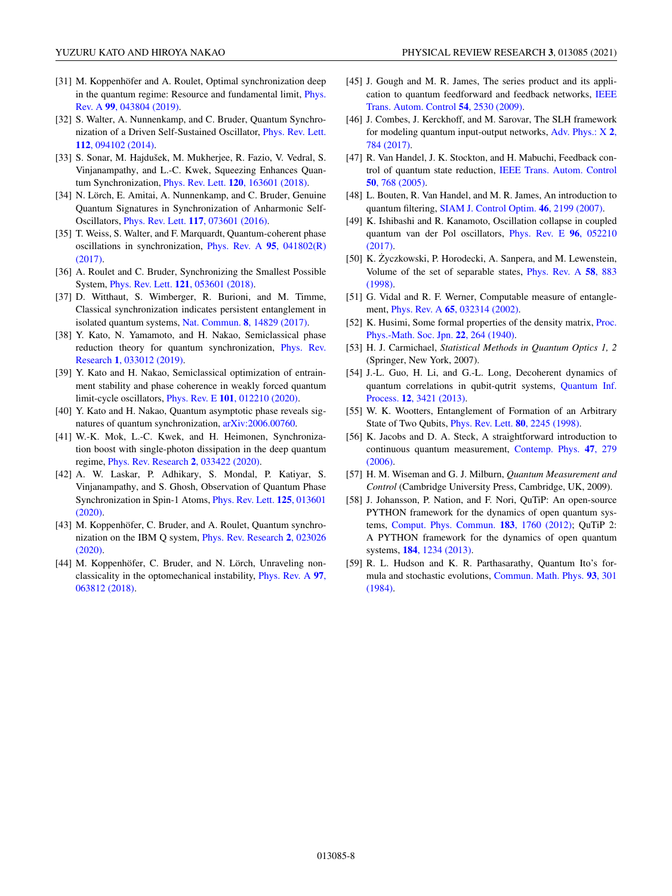[31] M. Koppenhöfer and A. Roulet, Optimal synchronization deep in the quantum regime: Resource and fundamental limit, Phys. Rev. A **99**, 043804 (2019).

[32] S. Walter, A. Nunnenkamp, and C. Bruder, Quantum Synchronization of a Driven Self-Sustained Oscillator, Phys. Rev. Lett. **112**, 094102 (2014).

[33] S. Sonar, M. Hajdušek, M. Mukherjee, R. Fazio, V. Vedral, S. Vinjanampathy, and L.-C. Kwek, Squeezing Enhances Quantum Synchronization, Phys. Rev. Lett. **120**, 163601 (2018).

[34] N. Lörch, E. Amitai, A. Nunnenkamp, and C. Bruder, Genuine Quantum Signatures in Synchronization of Anharmonic Self-Oscillators, Phys. Rev. Lett. **117**, 073601 (2016).

[35] T. Weiss, S. Walter, and F. Marquardt, Quantum-coherent phase oscillations in synchronization, Phys. Rev. A **95**, 041802(R) (2017).

[36] A. Roulet and C. Bruder, Synchronizing the Smallest Possible System, Phys. Rev. Lett. **121**, 053601 (2018).

[37] D. Witthaut, S. Wimberger, R. Burioni, and M. Timme, Classical synchronization indicates persistent entanglement in isolated quantum systems, Nat. Commun. **8**, 14829 (2017).

[38] Y. Kato, N. Yamamoto, and H. Nakao, Semiclassical phase reduction theory for quantum synchronization, Phys. Rev. Research **1**, 033012 (2019).

[39] Y. Kato and H. Nakao, Semiclassical optimization of entrainment stability and phase coherence in weakly forced quantum limit-cycle oscillators, Phys. Rev. E **101**, 012210 (2020).

[40] Y. Kato and H. Nakao, Quantum asymptotic phase reveals signatures of quantum synchronization, arXiv:2006.00760.

[41] W.-K. Mok, L.-C. Kwek, and H. Heimonen, Synchronization boost with single-photon dissipation in the deep quantum regime, Phys. Rev. Research **2**, 033422 (2020).

[42] A. W. Laskar, P. Adhikary, S. Mondal, P. Katiyar, S. Vinjanampathy, and S. Ghosh, Observation of Quantum Phase Synchronization in Spin-1 Atoms, Phys. Rev. Lett. **125**, 013601 (2020).

[43] M. Koppenhöfer, C. Bruder, and A. Roulet, Quantum synchronization on the IBM Q system, Phys. Rev. Research **2**, 023026 (2020).

[44] M. Koppenhöfer, C. Bruder, and N. Lörch, Unraveling nonclassicality in the optomechanical instability, Phys. Rev. A **97**, 063812 (2018).

[45] J. Gough and M. R. James, The series product and its application to quantum feedforward and feedback networks, IEEE Trans. Autom. Control **54**, 2530 (2009).

[46] J. Combes, J. Kerckhoff, and M. Sarovar, The SLH framework for modeling quantum input-output networks, Adv. Phys.: X **2**, 784 (2017).

[47] R. Van Handel, J. K. Stockton, and H. Mabuchi, Feedback control of quantum state reduction, IEEE Trans. Autom. Control **50**, 768 (2005).

[48] L. Bouten, R. Van Handel, and M. R. James, An introduction to quantum filtering, SIAM J. Control Optim. **46**, 2199 (2007).

[49] K. Ishibashi and R. Kanamoto, Oscillation collapse in coupled quantum van der Pol oscillators, Phys. Rev. E **96**, 052210 (2017).

[50] K. Życzkowski, P. Horodecki, A. Sanpera, and M. Lewenstein, Volume of the set of separable states, Phys. Rev. A **58**, 883 (1998).

[51] G. Vidal and R. F. Werner, Computable measure of entanglement, Phys. Rev. A **65**, 032314 (2002).

[52] K. Husimi, Some formal properties of the density matrix, Proc. Phys.-Math. Soc. Jpn. **22**, 264 (1940).

[53] H. J. Carmichael, *Statistical Methods in Quantum Optics 1, 2* (Springer, New York, 2007).

[54] J.-L. Guo, H. Li, and G.-L. Long, Decoherent dynamics of quantum correlations in qubit-qutrit systems, Quantum Inf. Process. **12**, 3421 (2013).

[55] W. K. Wootters, Entanglement of Formation of an Arbitrary State of Two Qubits, Phys. Rev. Lett. **80**, 2245 (1998).

[56] K. Jacobs and D. A. Steck, A straightforward introduction to continuous quantum measurement, Contemp. Phys. **47**, 279 (2006).

[57] H. M. Wiseman and G. J. Milburn, *Quantum Measurement and Control* (Cambridge University Press, Cambridge, UK, 2009).

[58] J. Johansson, P. Nation, and F. Nori, QuTiP: An open-source PYTHON framework for the dynamics of open quantum systems, Comput. Phys. Commun. **183**, 1760 (2012); QuTiP 2: A PYTHON framework for the dynamics of open quantum systems, **184**, 1234 (2013).

[59] R. L. Hudson and K. R. Parthasarathy, Quantum Ito's formula and stochastic evolutions, Commun. Math. Phys. **93**, 301 (1984).